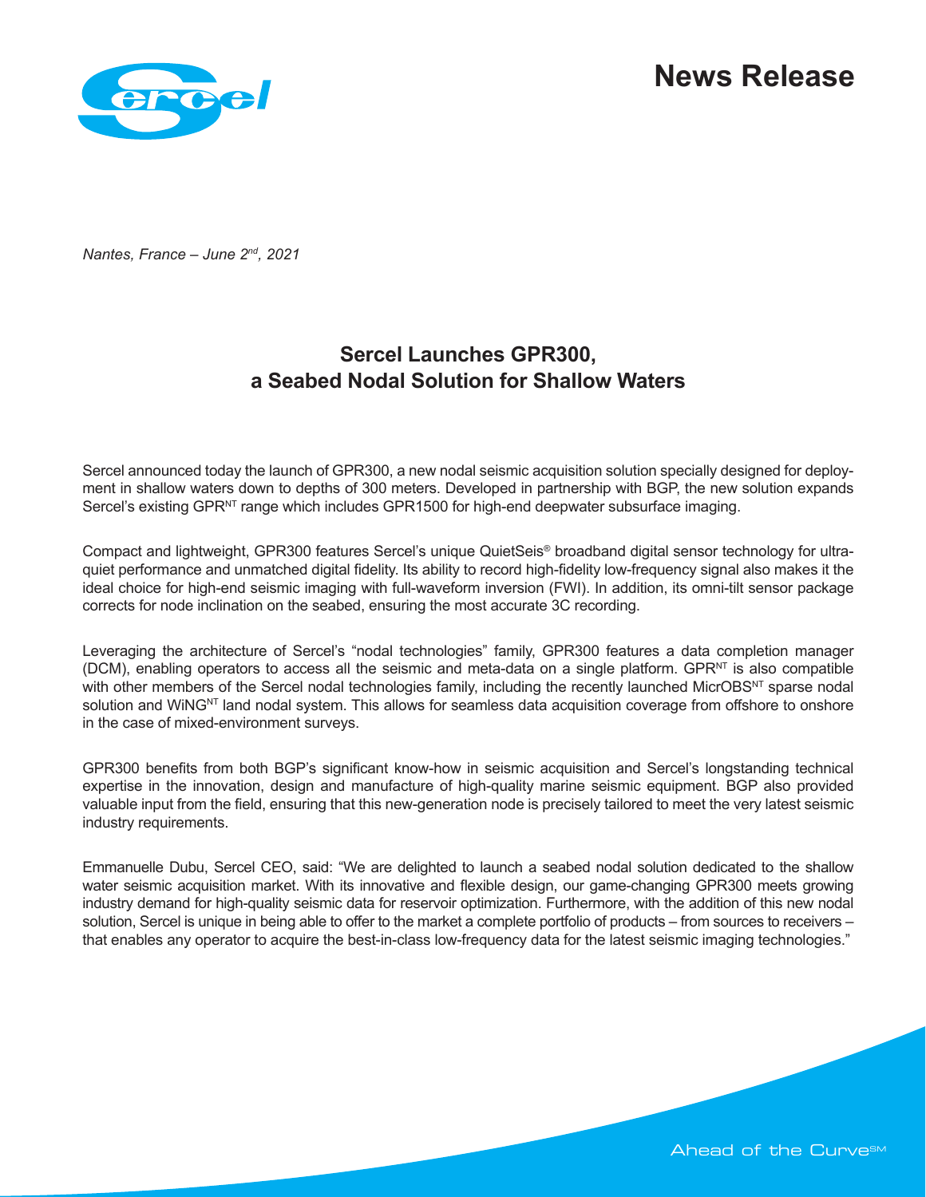# News Release

*Nantes, France – June 2nd, 2021*

## Sercel Launches GPR300, a Seabed Nodal Solution for Shallow Waters

Sercel announced today the launch of GPR300, a new nodal seismic acquisition solution specially designed for deployment in shallow waters down to depths of 300 meters. Developed in partnership with BGP, the new solution expands Sercel's existing GPRNT range which includes GPR1500 for high-end deepwater subsurface imaging.

Compact and lightweight, GPR300 features Sercel's unique QuietSeis® broadband digital sensor technology for ultra-quiet performance and unmatched digital fidelity. Its ability to record high-fidelity low-frequency signal also makes it the ideal choice for high-end seismic imaging with full-waveform inversion (FWI). In addition, its omni-tilt sensor package corrects for node inclination on the seabed, ensuring the most accurate 3C recording.

Leveraging the architecture of Sercel's "nodal technologies" family, GPR300 features a data completion manager (DCM), enabling operators to access all the seismic and meta-data on a single platform. GPRNT is also compatible with other members of the Sercel nodal technologies family, including the recently launched MicrOBSNT sparse nodal solution and WiNGNT land nodal system. This allows for seamless data acquisition coverage from offshore to onshore in the case of mixed-environment surveys.

GPR300 benefits from both BGP's significant know-how in seismic acquisition and Sercel's longstanding technical expertise in the innovation, design and manufacture of high-quality marine seismic equipment. BGP also provided valuable input from the field, ensuring that this new-generation node is precisely tailored to meet the very latest seismic industry requirements.

Emmanuelle Dubu, Sercel CEO, said: "We are delighted to launch a seabed nodal solution dedicated to the shallow water seismic acquisition market. With its innovative and flexible design, our game-changing GPR300 meets growing industry demand for high-quality seismic data for reservoir optimization. Furthermore, with the addition of this new nodal solution, Sercel is unique in being able to offer to the market a complete portfolio of products – from sources to receivers – that enables any operator to acquire the best-in-class low-frequency data for the latest seismic imaging technologies."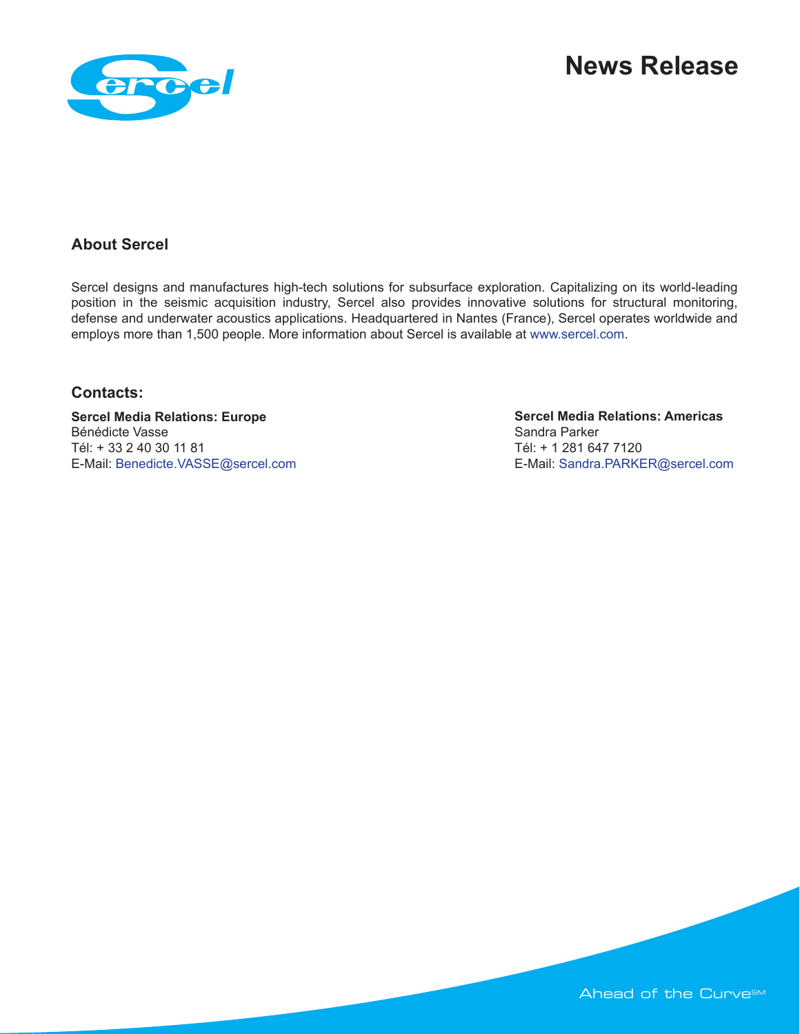# News Release

## About Sercel

Sercel designs and manufactures high-tech solutions for subsurface exploration. Capitalizing on its world-leading position in the seismic acquisition industry, Sercel also provides innovative solutions for structural monitoring, defense and underwater acoustics applications. Headquartered in Nantes (France), Sercel operates worldwide and employs more than 1,500 people. More information about Sercel is available at www.sercel.com.

## Contacts:

**Sercel Media Relations: Europe**
Bénédicte Vasse
Tél: + 33 2 40 30 11 81
E-Mail: Benedicte.VASSE@sercel.com

**Sercel Media Relations: Americas**
Sandra Parker
Tél: + 1 281 647 7120
E-Mail: Sandra.PARKER@sercel.com

Ahead of the Curve℠